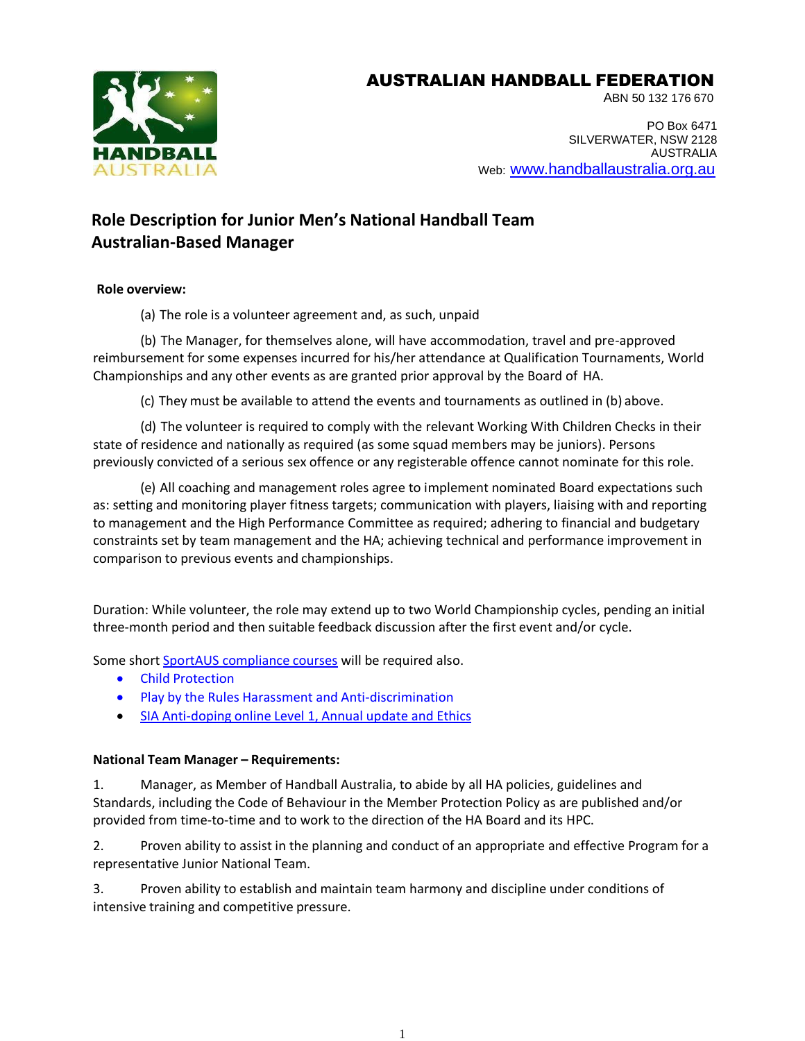# AUSTRALIAN HANDBALL FEDERATION

ABN 50 132 176 670

PO Box 6471
SILVERWATER, NSW 2128
AUSTRALIA
Web: www.handballaustralia.org.au

## Role Description for Junior Men's National Handball Team Australian-Based Manager

**Role overview:**

(a) The role is a volunteer agreement and, as such, unpaid

(b) The Manager, for themselves alone, will have accommodation, travel and pre-approved reimbursement for some expenses incurred for his/her attendance at Qualification Tournaments, World Championships and any other events as are granted prior approval by the Board of HA.

(c) They must be available to attend the events and tournaments as outlined in (b) above.

(d) The volunteer is required to comply with the relevant Working With Children Checks in their state of residence and nationally as required (as some squad members may be juniors). Persons previously convicted of a serious sex offence or any registerable offence cannot nominate for this role.

(e) All coaching and management roles agree to implement nominated Board expectations such as: setting and monitoring player fitness targets; communication with players, liaising with and reporting to management and the High Performance Committee as required; adhering to financial and budgetary constraints set by team management and the HA; achieving technical and performance improvement in comparison to previous events and championships.

Duration: While volunteer, the role may extend up to two World Championship cycles, pending an initial three-month period and then suitable feedback discussion after the first event and/or cycle.

Some short SportAUS compliance courses will be required also.

- Child Protection
- Play by the Rules Harassment and Anti-discrimination
- SIA Anti-doping online Level 1, Annual update and Ethics

**National Team Manager – Requirements:**

1. Manager, as Member of Handball Australia, to abide by all HA policies, guidelines and Standards, including the Code of Behaviour in the Member Protection Policy as are published and/or provided from time-to-time and to work to the direction of the HA Board and its HPC.

2. Proven ability to assist in the planning and conduct of an appropriate and effective Program for a representative Junior National Team.

3. Proven ability to establish and maintain team harmony and discipline under conditions of intensive training and competitive pressure.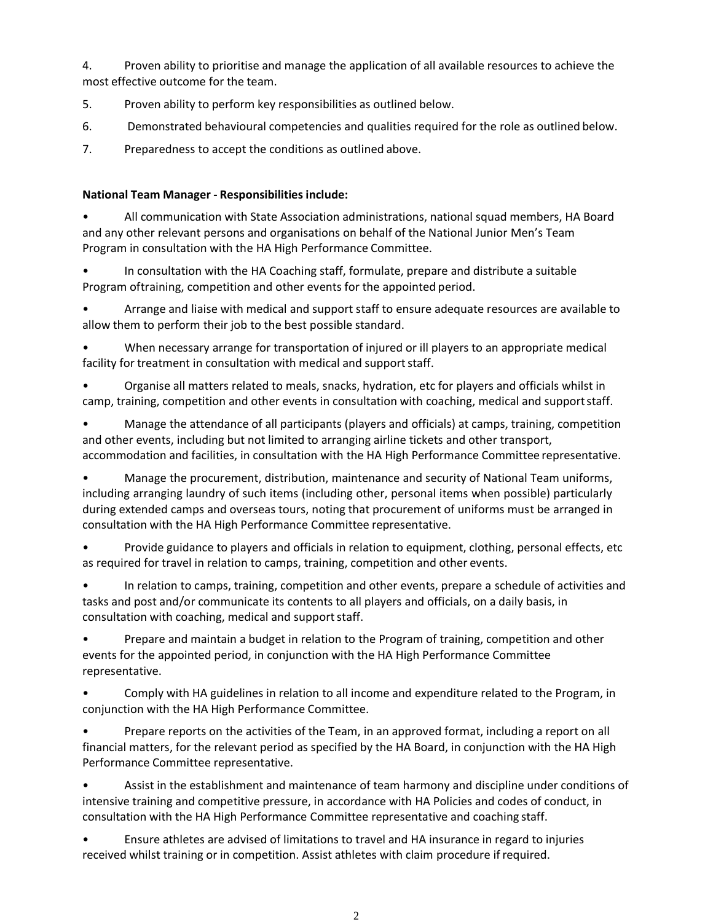4. Proven ability to prioritise and manage the application of all available resources to achieve the most effective outcome for the team.

5. Proven ability to perform key responsibilities as outlined below.

6. Demonstrated behavioural competencies and qualities required for the role as outlined below.

7. Preparedness to accept the conditions as outlined above.

**National Team Manager - Responsibilities include:**

- All communication with State Association administrations, national squad members, HA Board and any other relevant persons and organisations on behalf of the National Junior Men's Team Program in consultation with the HA High Performance Committee.

- In consultation with the HA Coaching staff, formulate, prepare and distribute a suitable Program oftraining, competition and other events for the appointed period.

- Arrange and liaise with medical and support staff to ensure adequate resources are available to allow them to perform their job to the best possible standard.

- When necessary arrange for transportation of injured or ill players to an appropriate medical facility for treatment in consultation with medical and support staff.

- Organise all matters related to meals, snacks, hydration, etc for players and officials whilst in camp, training, competition and other events in consultation with coaching, medical and support staff.

- Manage the attendance of all participants (players and officials) at camps, training, competition and other events, including but not limited to arranging airline tickets and other transport, accommodation and facilities, in consultation with the HA High Performance Committee representative.

- Manage the procurement, distribution, maintenance and security of National Team uniforms, including arranging laundry of such items (including other, personal items when possible) particularly during extended camps and overseas tours, noting that procurement of uniforms must be arranged in consultation with the HA High Performance Committee representative.

- Provide guidance to players and officials in relation to equipment, clothing, personal effects, etc as required for travel in relation to camps, training, competition and other events.

- In relation to camps, training, competition and other events, prepare a schedule of activities and tasks and post and/or communicate its contents to all players and officials, on a daily basis, in consultation with coaching, medical and support staff.

- Prepare and maintain a budget in relation to the Program of training, competition and other events for the appointed period, in conjunction with the HA High Performance Committee representative.

- Comply with HA guidelines in relation to all income and expenditure related to the Program, in conjunction with the HA High Performance Committee.

- Prepare reports on the activities of the Team, in an approved format, including a report on all financial matters, for the relevant period as specified by the HA Board, in conjunction with the HA High Performance Committee representative.

- Assist in the establishment and maintenance of team harmony and discipline under conditions of intensive training and competitive pressure, in accordance with HA Policies and codes of conduct, in consultation with the HA High Performance Committee representative and coaching staff.

- Ensure athletes are advised of limitations to travel and HA insurance in regard to injuries received whilst training or in competition. Assist athletes with claim procedure if required.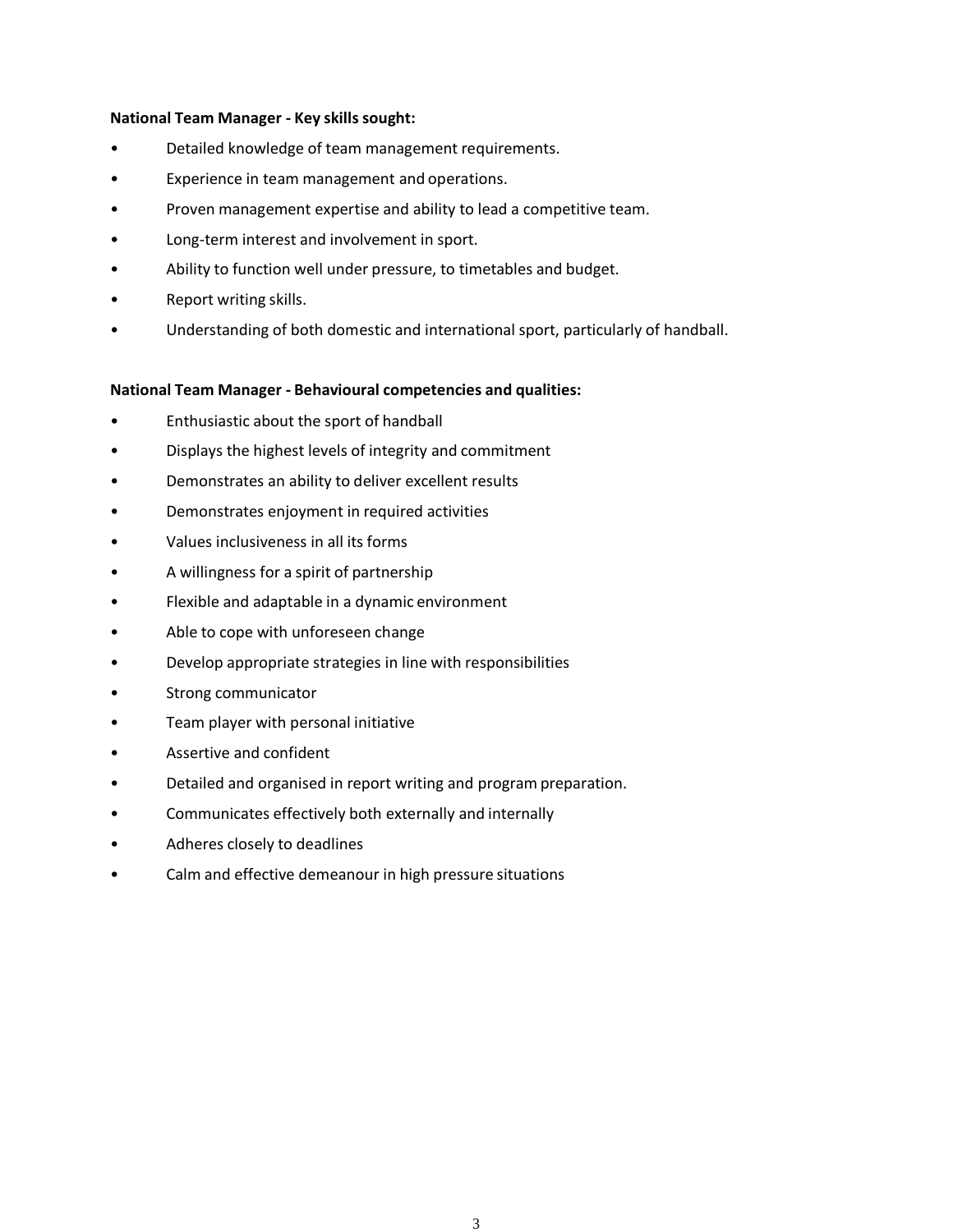**National Team Manager - Key skills sought:**

- Detailed knowledge of team management requirements.
- Experience in team management and operations.
- Proven management expertise and ability to lead a competitive team.
- Long-term interest and involvement in sport.
- Ability to function well under pressure, to timetables and budget.
- Report writing skills.
- Understanding of both domestic and international sport, particularly of handball.

**National Team Manager - Behavioural competencies and qualities:**

- Enthusiastic about the sport of handball
- Displays the highest levels of integrity and commitment
- Demonstrates an ability to deliver excellent results
- Demonstrates enjoyment in required activities
- Values inclusiveness in all its forms
- A willingness for a spirit of partnership
- Flexible and adaptable in a dynamic environment
- Able to cope with unforeseen change
- Develop appropriate strategies in line with responsibilities
- Strong communicator
- Team player with personal initiative
- Assertive and confident
- Detailed and organised in report writing and program preparation.
- Communicates effectively both externally and internally
- Adheres closely to deadlines
- Calm and effective demeanour in high pressure situations